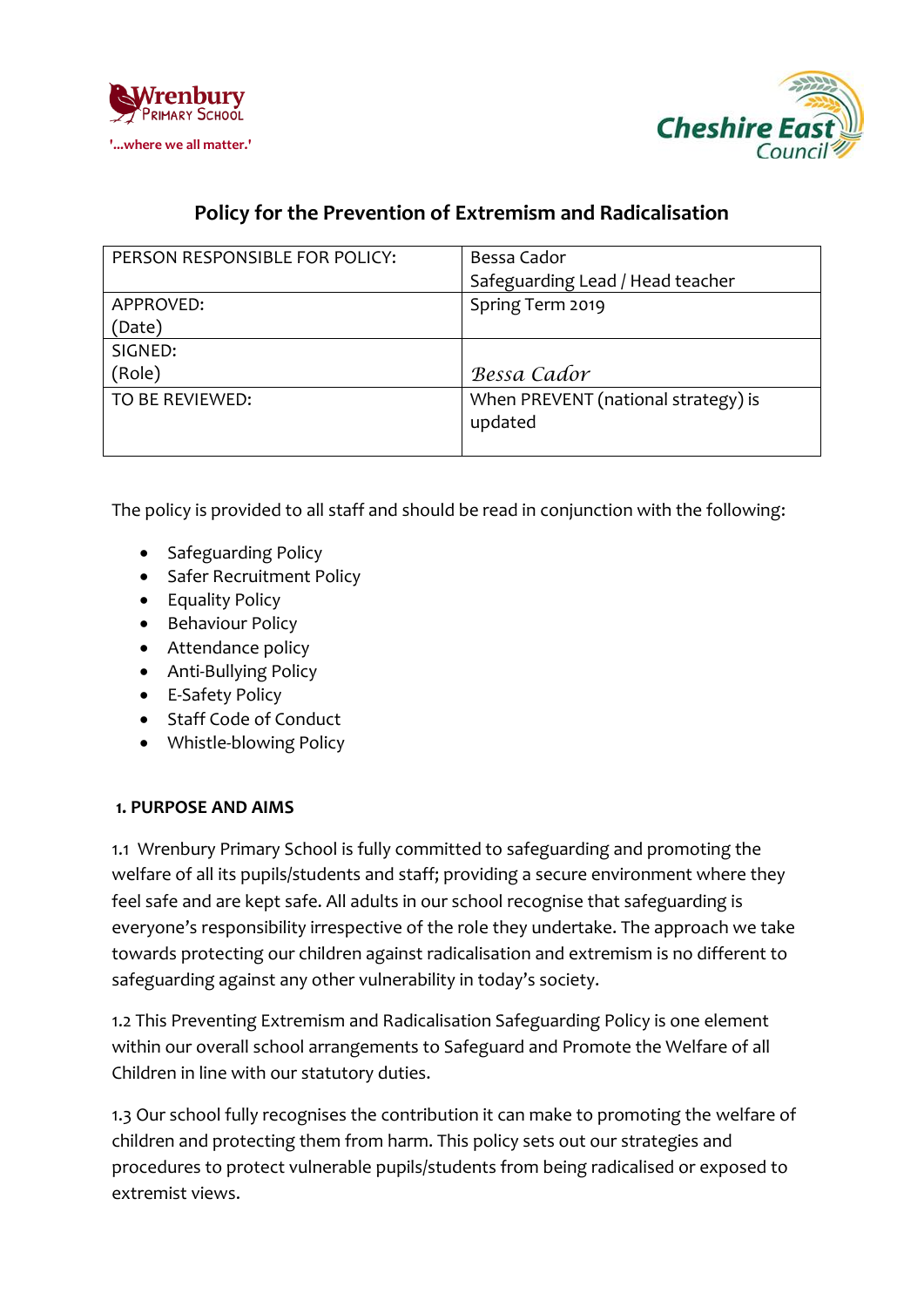Wrenbury Primary School

'...where we all matter.'

Cheshire East Council

# Policy for the Prevention of Extremism and Radicalisation

| PERSON RESPONSIBLE FOR POLICY: | Bessa Cador<br>Safeguarding Lead / Head teacher |
|---|---|
| APPROVED:<br>(Date) | Spring Term 2019 |
| SIGNED:<br>(Role) | *Bessa Cador* |
| TO BE REVIEWED: | When PREVENT (national strategy) is updated |

The policy is provided to all staff and should be read in conjunction with the following:

- Safeguarding Policy
- Safer Recruitment Policy
- Equality Policy
- Behaviour Policy
- Attendance policy
- Anti-Bullying Policy
- E-Safety Policy
- Staff Code of Conduct
- Whistle-blowing Policy

## 1. PURPOSE AND AIMS

1.1 Wrenbury Primary School is fully committed to safeguarding and promoting the welfare of all its pupils/students and staff; providing a secure environment where they feel safe and are kept safe. All adults in our school recognise that safeguarding is everyone's responsibility irrespective of the role they undertake. The approach we take towards protecting our children against radicalisation and extremism is no different to safeguarding against any other vulnerability in today's society.

1.2 This Preventing Extremism and Radicalisation Safeguarding Policy is one element within our overall school arrangements to Safeguard and Promote the Welfare of all Children in line with our statutory duties.

1.3 Our school fully recognises the contribution it can make to promoting the welfare of children and protecting them from harm. This policy sets out our strategies and procedures to protect vulnerable pupils/students from being radicalised or exposed to extremist views.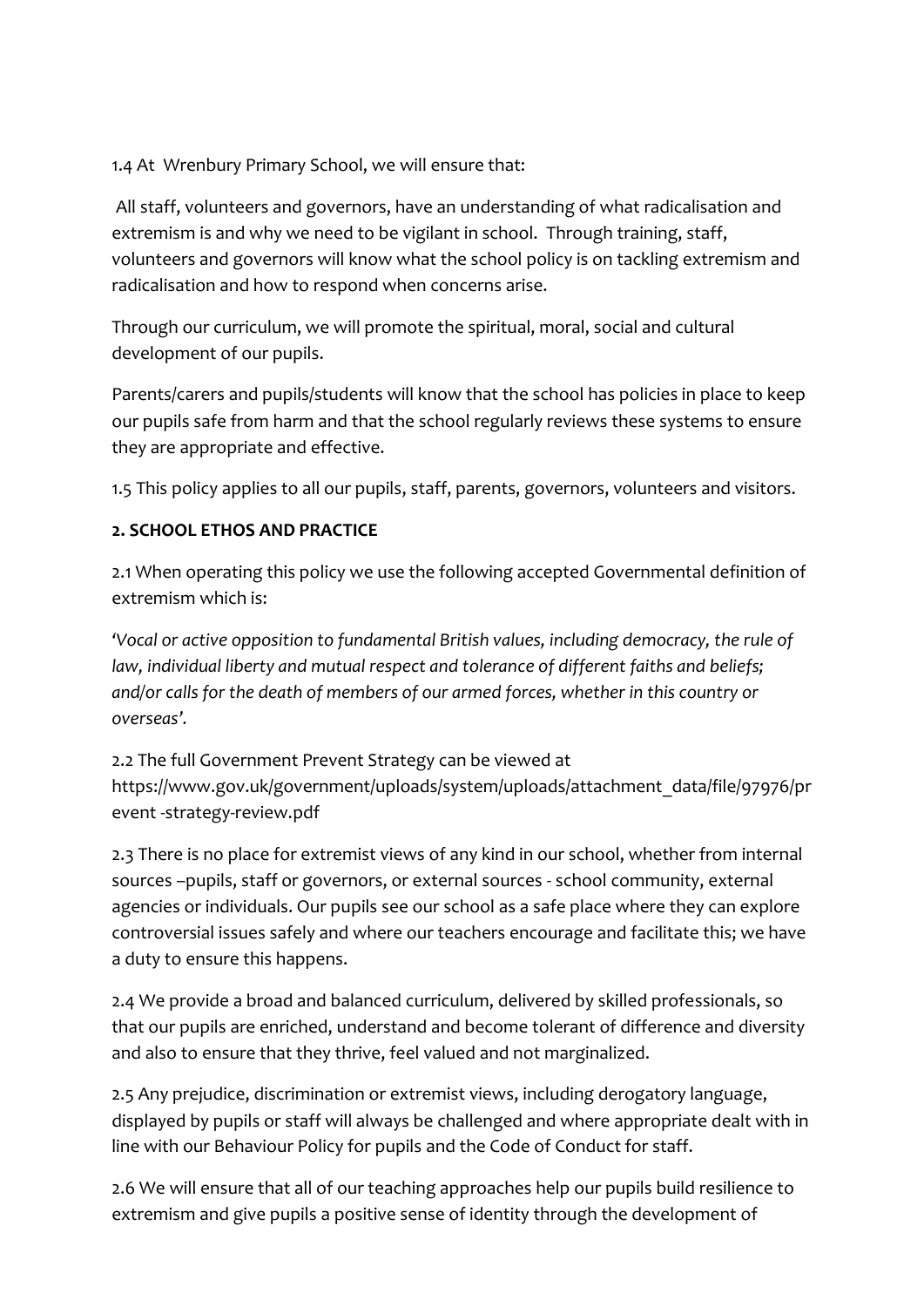1.4 At Wrenbury Primary School, we will ensure that:

All staff, volunteers and governors, have an understanding of what radicalisation and extremism is and why we need to be vigilant in school. Through training, staff, volunteers and governors will know what the school policy is on tackling extremism and radicalisation and how to respond when concerns arise.

Through our curriculum, we will promote the spiritual, moral, social and cultural development of our pupils.

Parents/carers and pupils/students will know that the school has policies in place to keep our pupils safe from harm and that the school regularly reviews these systems to ensure they are appropriate and effective.

1.5 This policy applies to all our pupils, staff, parents, governors, volunteers and visitors.

**2. SCHOOL ETHOS AND PRACTICE**

2.1 When operating this policy we use the following accepted Governmental definition of extremism which is:

*'Vocal or active opposition to fundamental British values, including democracy, the rule of law, individual liberty and mutual respect and tolerance of different faiths and beliefs; and/or calls for the death of members of our armed forces, whether in this country or overseas'.*

2.2 The full Government Prevent Strategy can be viewed at https://www.gov.uk/government/uploads/system/uploads/attachment_data/file/97976/prevent -strategy-review.pdf

2.3 There is no place for extremist views of any kind in our school, whether from internal sources –pupils, staff or governors, or external sources - school community, external agencies or individuals. Our pupils see our school as a safe place where they can explore controversial issues safely and where our teachers encourage and facilitate this; we have a duty to ensure this happens.

2.4 We provide a broad and balanced curriculum, delivered by skilled professionals, so that our pupils are enriched, understand and become tolerant of difference and diversity and also to ensure that they thrive, feel valued and not marginalized.

2.5 Any prejudice, discrimination or extremist views, including derogatory language, displayed by pupils or staff will always be challenged and where appropriate dealt with in line with our Behaviour Policy for pupils and the Code of Conduct for staff.

2.6 We will ensure that all of our teaching approaches help our pupils build resilience to extremism and give pupils a positive sense of identity through the development of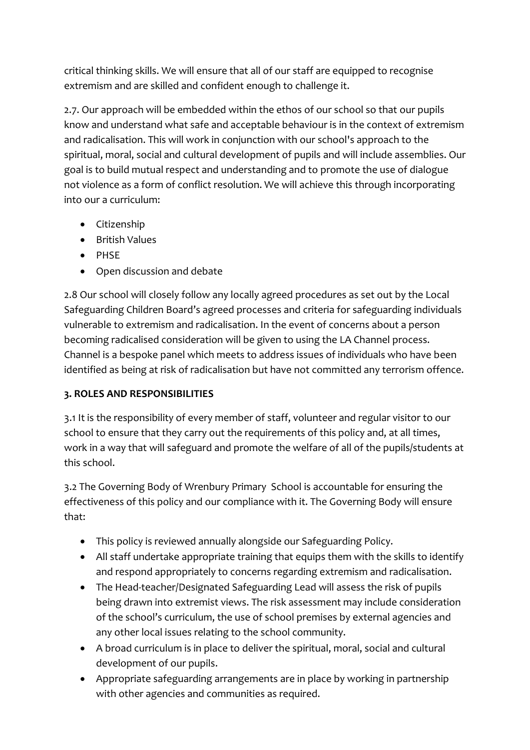critical thinking skills. We will ensure that all of our staff are equipped to recognise extremism and are skilled and confident enough to challenge it.

2.7. Our approach will be embedded within the ethos of our school so that our pupils know and understand what safe and acceptable behaviour is in the context of extremism and radicalisation. This will work in conjunction with our school's approach to the spiritual, moral, social and cultural development of pupils and will include assemblies. Our goal is to build mutual respect and understanding and to promote the use of dialogue not violence as a form of conflict resolution. We will achieve this through incorporating into our a curriculum:

- Citizenship
- British Values
- PHSE
- Open discussion and debate

2.8 Our school will closely follow any locally agreed procedures as set out by the Local Safeguarding Children Board's agreed processes and criteria for safeguarding individuals vulnerable to extremism and radicalisation. In the event of concerns about a person becoming radicalised consideration will be given to using the LA Channel process. Channel is a bespoke panel which meets to address issues of individuals who have been identified as being at risk of radicalisation but have not committed any terrorism offence.

**3. ROLES AND RESPONSIBILITIES**

3.1 It is the responsibility of every member of staff, volunteer and regular visitor to our school to ensure that they carry out the requirements of this policy and, at all times, work in a way that will safeguard and promote the welfare of all of the pupils/students at this school.

3.2 The Governing Body of Wrenbury Primary School is accountable for ensuring the effectiveness of this policy and our compliance with it. The Governing Body will ensure that:

- This policy is reviewed annually alongside our Safeguarding Policy.
- All staff undertake appropriate training that equips them with the skills to identify and respond appropriately to concerns regarding extremism and radicalisation.
- The Head-teacher/Designated Safeguarding Lead will assess the risk of pupils being drawn into extremist views. The risk assessment may include consideration of the school's curriculum, the use of school premises by external agencies and any other local issues relating to the school community.
- A broad curriculum is in place to deliver the spiritual, moral, social and cultural development of our pupils.
- Appropriate safeguarding arrangements are in place by working in partnership with other agencies and communities as required.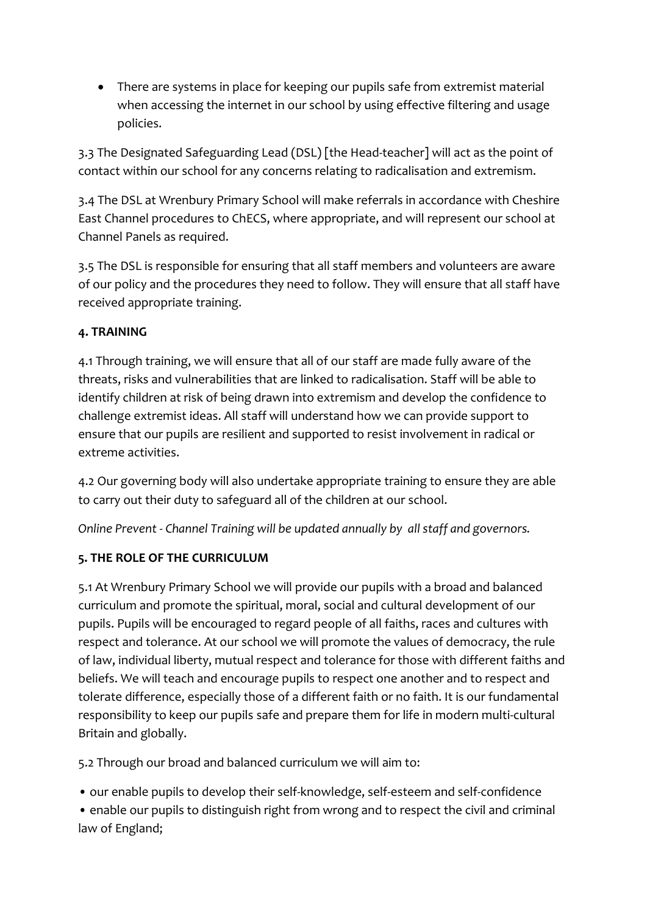- There are systems in place for keeping our pupils safe from extremist material when accessing the internet in our school by using effective filtering and usage policies.

3.3 The Designated Safeguarding Lead (DSL) [the Head-teacher] will act as the point of contact within our school for any concerns relating to radicalisation and extremism.

3.4 The DSL at Wrenbury Primary School will make referrals in accordance with Cheshire East Channel procedures to ChECS, where appropriate, and will represent our school at Channel Panels as required.

3.5 The DSL is responsible for ensuring that all staff members and volunteers are aware of our policy and the procedures they need to follow. They will ensure that all staff have received appropriate training.

**4. TRAINING**

4.1 Through training, we will ensure that all of our staff are made fully aware of the threats, risks and vulnerabilities that are linked to radicalisation. Staff will be able to identify children at risk of being drawn into extremism and develop the confidence to challenge extremist ideas. All staff will understand how we can provide support to ensure that our pupils are resilient and supported to resist involvement in radical or extreme activities.

4.2 Our governing body will also undertake appropriate training to ensure they are able to carry out their duty to safeguard all of the children at our school.

*Online Prevent - Channel Training will be updated annually by all staff and governors.*

**5. THE ROLE OF THE CURRICULUM**

5.1 At Wrenbury Primary School we will provide our pupils with a broad and balanced curriculum and promote the spiritual, moral, social and cultural development of our pupils. Pupils will be encouraged to regard people of all faiths, races and cultures with respect and tolerance. At our school we will promote the values of democracy, the rule of law, individual liberty, mutual respect and tolerance for those with different faiths and beliefs. We will teach and encourage pupils to respect one another and to respect and tolerate difference, especially those of a different faith or no faith. It is our fundamental responsibility to keep our pupils safe and prepare them for life in modern multi-cultural Britain and globally.

5.2 Through our broad and balanced curriculum we will aim to:

- our enable pupils to develop their self-knowledge, self-esteem and self-confidence
- enable our pupils to distinguish right from wrong and to respect the civil and criminal law of England;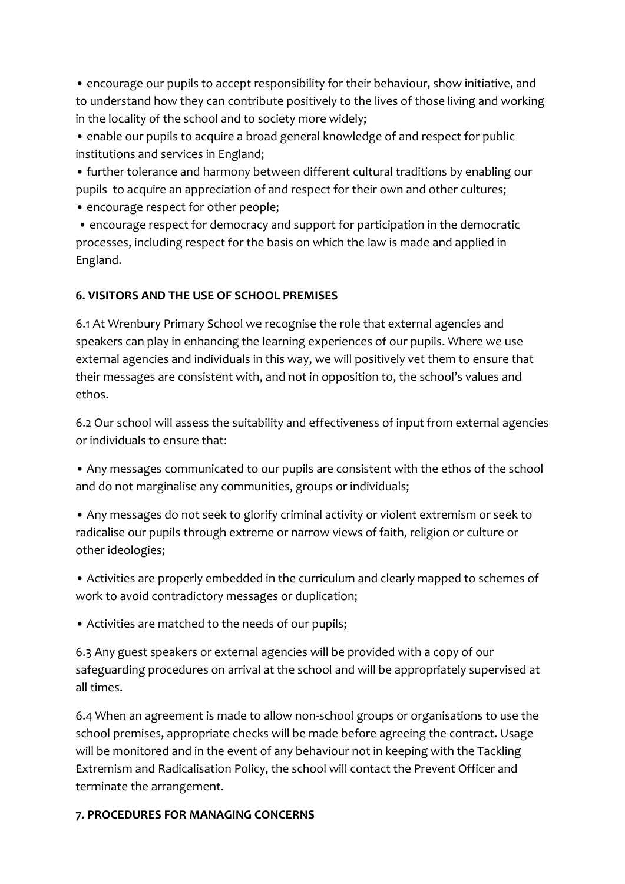- encourage our pupils to accept responsibility for their behaviour, show initiative, and to understand how they can contribute positively to the lives of those living and working in the locality of the school and to society more widely;
- enable our pupils to acquire a broad general knowledge of and respect for public institutions and services in England;
- further tolerance and harmony between different cultural traditions by enabling our pupils to acquire an appreciation of and respect for their own and other cultures;
- encourage respect for other people;
- encourage respect for democracy and support for participation in the democratic processes, including respect for the basis on which the law is made and applied in England.

**6. VISITORS AND THE USE OF SCHOOL PREMISES**

6.1 At Wrenbury Primary School we recognise the role that external agencies and speakers can play in enhancing the learning experiences of our pupils. Where we use external agencies and individuals in this way, we will positively vet them to ensure that their messages are consistent with, and not in opposition to, the school's values and ethos.

6.2 Our school will assess the suitability and effectiveness of input from external agencies or individuals to ensure that:

- Any messages communicated to our pupils are consistent with the ethos of the school and do not marginalise any communities, groups or individuals;

- Any messages do not seek to glorify criminal activity or violent extremism or seek to radicalise our pupils through extreme or narrow views of faith, religion or culture or other ideologies;

- Activities are properly embedded in the curriculum and clearly mapped to schemes of work to avoid contradictory messages or duplication;

- Activities are matched to the needs of our pupils;

6.3 Any guest speakers or external agencies will be provided with a copy of our safeguarding procedures on arrival at the school and will be appropriately supervised at all times.

6.4 When an agreement is made to allow non-school groups or organisations to use the school premises, appropriate checks will be made before agreeing the contract. Usage will be monitored and in the event of any behaviour not in keeping with the Tackling Extremism and Radicalisation Policy, the school will contact the Prevent Officer and terminate the arrangement.

**7. PROCEDURES FOR MANAGING CONCERNS**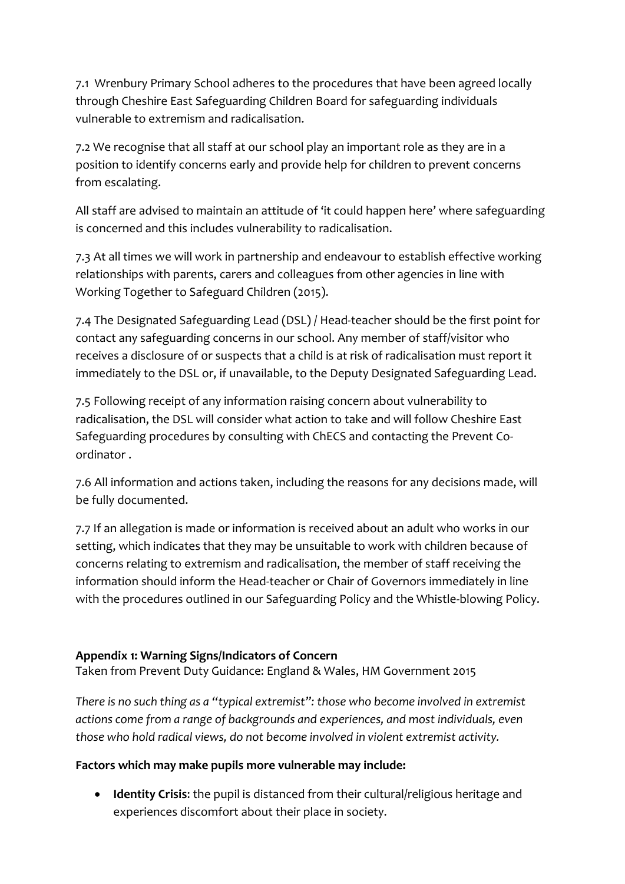7.1 Wrenbury Primary School adheres to the procedures that have been agreed locally through Cheshire East Safeguarding Children Board for safeguarding individuals vulnerable to extremism and radicalisation.

7.2 We recognise that all staff at our school play an important role as they are in a position to identify concerns early and provide help for children to prevent concerns from escalating.

All staff are advised to maintain an attitude of 'it could happen here' where safeguarding is concerned and this includes vulnerability to radicalisation.

7.3 At all times we will work in partnership and endeavour to establish effective working relationships with parents, carers and colleagues from other agencies in line with Working Together to Safeguard Children (2015).

7.4 The Designated Safeguarding Lead (DSL) / Head-teacher should be the first point for contact any safeguarding concerns in our school. Any member of staff/visitor who receives a disclosure of or suspects that a child is at risk of radicalisation must report it immediately to the DSL or, if unavailable, to the Deputy Designated Safeguarding Lead.

7.5 Following receipt of any information raising concern about vulnerability to radicalisation, the DSL will consider what action to take and will follow Cheshire East Safeguarding procedures by consulting with ChECS and contacting the Prevent Co-ordinator .

7.6 All information and actions taken, including the reasons for any decisions made, will be fully documented.

7.7 If an allegation is made or information is received about an adult who works in our setting, which indicates that they may be unsuitable to work with children because of concerns relating to extremism and radicalisation, the member of staff receiving the information should inform the Head-teacher or Chair of Governors immediately in line with the procedures outlined in our Safeguarding Policy and the Whistle-blowing Policy.

**Appendix 1: Warning Signs/Indicators of Concern**
Taken from Prevent Duty Guidance: England & Wales, HM Government 2015

*There is no such thing as a "typical extremist": those who become involved in extremist actions come from a range of backgrounds and experiences, and most individuals, even those who hold radical views, do not become involved in violent extremist activity.*

**Factors which may make pupils more vulnerable may include:**

- **Identity Crisis**: the pupil is distanced from their cultural/religious heritage and experiences discomfort about their place in society.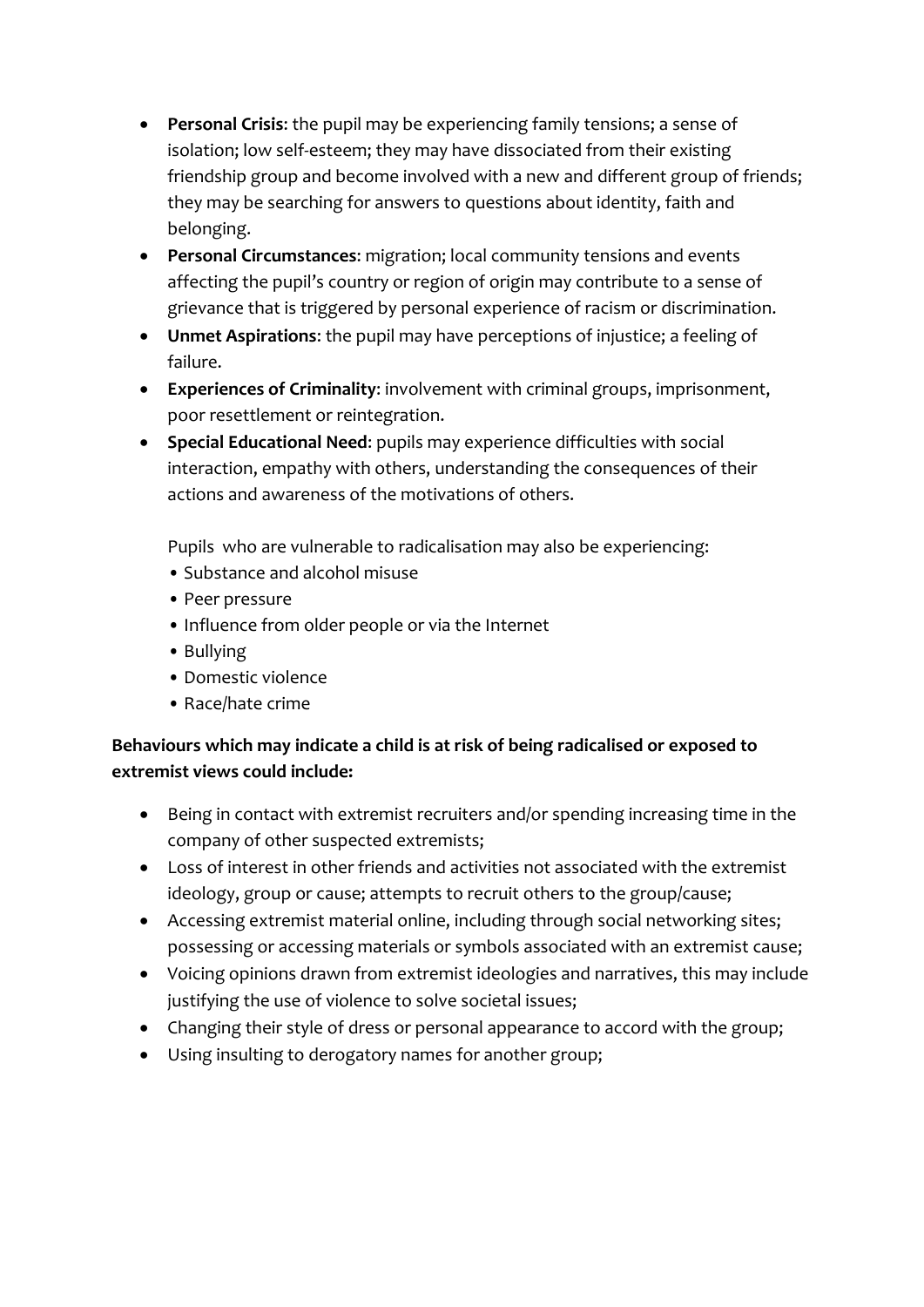- **Personal Crisis**: the pupil may be experiencing family tensions; a sense of isolation; low self-esteem; they may have dissociated from their existing friendship group and become involved with a new and different group of friends; they may be searching for answers to questions about identity, faith and belonging.
- **Personal Circumstances**: migration; local community tensions and events affecting the pupil's country or region of origin may contribute to a sense of grievance that is triggered by personal experience of racism or discrimination.
- **Unmet Aspirations**: the pupil may have perceptions of injustice; a feeling of failure.
- **Experiences of Criminality**: involvement with criminal groups, imprisonment, poor resettlement or reintegration.
- **Special Educational Need**: pupils may experience difficulties with social interaction, empathy with others, understanding the consequences of their actions and awareness of the motivations of others.

  Pupils who are vulnerable to radicalisation may also be experiencing:
  - Substance and alcohol misuse
  - Peer pressure
  - Influence from older people or via the Internet
  - Bullying
  - Domestic violence
  - Race/hate crime

**Behaviours which may indicate a child is at risk of being radicalised or exposed to extremist views could include:**

- Being in contact with extremist recruiters and/or spending increasing time in the company of other suspected extremists;
- Loss of interest in other friends and activities not associated with the extremist ideology, group or cause; attempts to recruit others to the group/cause;
- Accessing extremist material online, including through social networking sites; possessing or accessing materials or symbols associated with an extremist cause;
- Voicing opinions drawn from extremist ideologies and narratives, this may include justifying the use of violence to solve societal issues;
- Changing their style of dress or personal appearance to accord with the group;
- Using insulting to derogatory names for another group;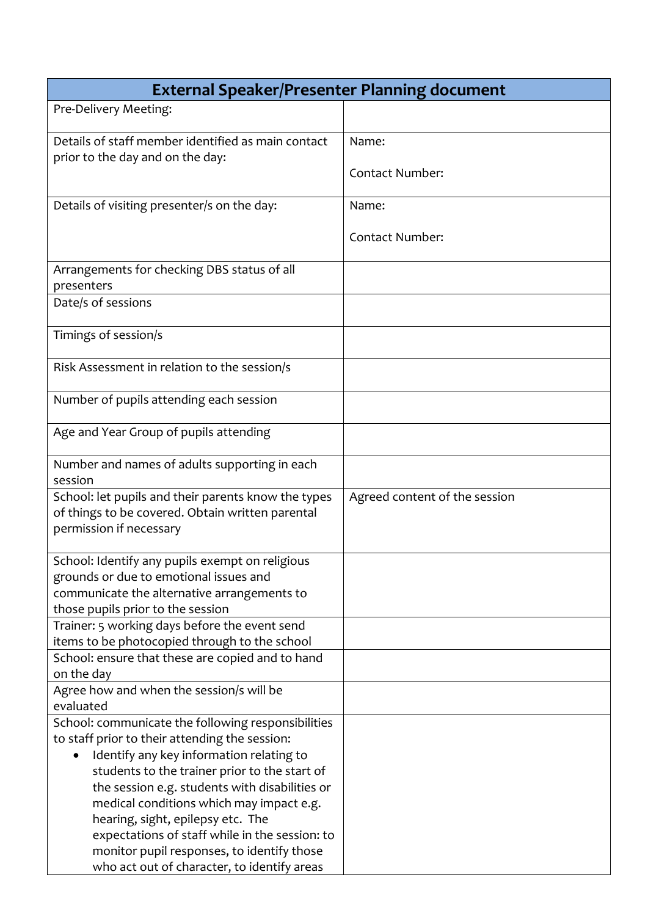| External Speaker/Presenter Planning document | |
|---|---|
| Pre-Delivery Meeting: | |
| Details of staff member identified as main contact prior to the day and on the day: | Name:<br><br>Contact Number: |
| Details of visiting presenter/s on the day: | Name:<br><br>Contact Number: |
| Arrangements for checking DBS status of all presenters | |
| Date/s of sessions | |
| Timings of session/s | |
| Risk Assessment in relation to the session/s | |
| Number of pupils attending each session | |
| Age and Year Group of pupils attending | |
| Number and names of adults supporting in each session | |
| School: let pupils and their parents know the types of things to be covered. Obtain written parental permission if necessary | Agreed content of the session |
| School: Identify any pupils exempt on religious grounds or due to emotional issues and communicate the alternative arrangements to those pupils prior to the session | |
| Trainer: 5 working days before the event send items to be photocopied through to the school | |
| School: ensure that these are copied and to hand on the day | |
| Agree how and when the session/s will be evaluated | |
| School: communicate the following responsibilities to staff prior to their attending the session:<br>• Identify any key information relating to students to the trainer prior to the start of the session e.g. students with disabilities or medical conditions which may impact e.g. hearing, sight, epilepsy etc. The expectations of staff while in the session: to monitor pupil responses, to identify those who act out of character, to identify areas | |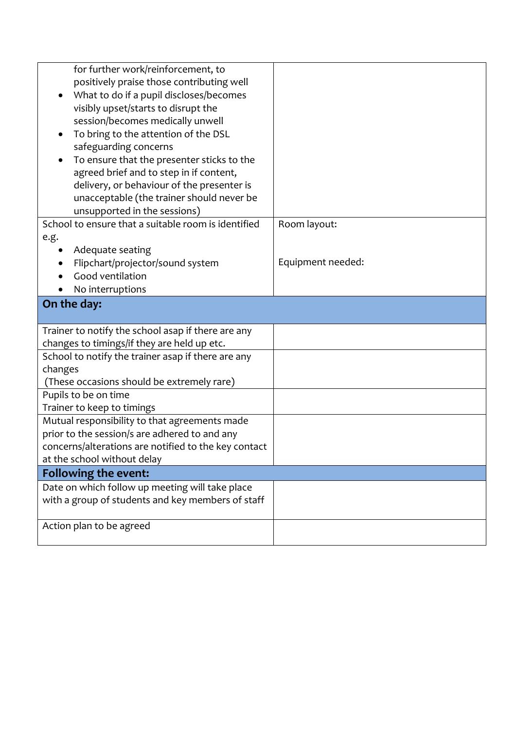| | |
|---|---|
| for further work/reinforcement, to positively praise those contributing well<br>• What to do if a pupil discloses/becomes visibly upset/starts to disrupt the session/becomes medically unwell<br>• To bring to the attention of the DSL safeguarding concerns<br>• To ensure that the presenter sticks to the agreed brief and to step in if content, delivery, or behaviour of the presenter is unacceptable (the trainer should never be unsupported in the sessions) | |
| School to ensure that a suitable room is identified e.g.<br>• Adequate seating<br>• Flipchart/projector/sound system<br>• Good ventilation<br>• No interruptions | Room layout:<br><br>Equipment needed: |
| **On the day:** | |
| Trainer to notify the school asap if there are any changes to timings/if they are held up etc. | |
| School to notify the trainer asap if there are any changes<br>(These occasions should be extremely rare) | |
| Pupils to be on time<br>Trainer to keep to timings | |
| Mutual responsibility to that agreements made prior to the session/s are adhered to and any concerns/alterations are notified to the key contact at the school without delay | |
| **Following the event:** | |
| Date on which follow up meeting will take place with a group of students and key members of staff | |
| Action plan to be agreed | |